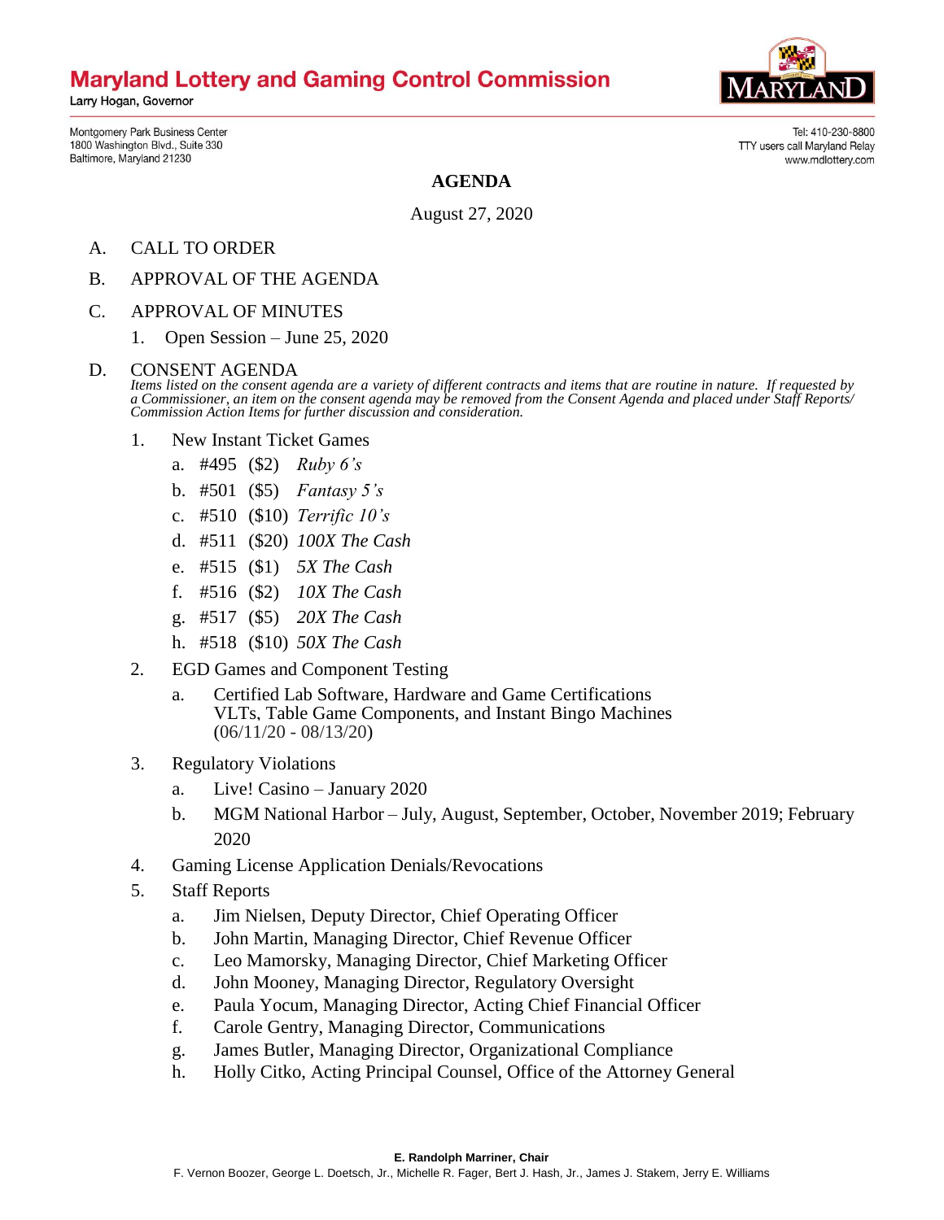# Maryland Lottery and Gaming Control Commission

Larry Hogan, Governor

Montgomery Park Business Center
1800 Washington Blvd., Suite 330
Baltimore, Maryland 21230

Tel: 410-230-8800
TTY users call Maryland Relay
www.mdlottery.com

## AGENDA

August 27, 2020

A. CALL TO ORDER

B. APPROVAL OF THE AGENDA

C. APPROVAL OF MINUTES

1. Open Session – June 25, 2020

D. CONSENT AGENDA

*Items listed on the consent agenda are a variety of different contracts and items that are routine in nature. If requested by a Commissioner, an item on the consent agenda may be removed from the Consent Agenda and placed under Staff Reports/ Commission Action Items for further discussion and consideration.*

1. New Instant Ticket Games
   - a. #495 ($2) *Ruby 6's*
   - b. #501 ($5) *Fantasy 5's*
   - c. #510 ($10) *Terrific 10's*
   - d. #511 ($20) *100X The Cash*
   - e. #515 ($1) *5X The Cash*
   - f. #516 ($2) *10X The Cash*
   - g. #517 ($5) *20X The Cash*
   - h. #518 ($10) *50X The Cash*
2. EGD Games and Component Testing
   - a. Certified Lab Software, Hardware and Game Certifications VLTs, Table Game Components, and Instant Bingo Machines (06/11/20 - 08/13/20)
3. Regulatory Violations
   - a. Live! Casino – January 2020
   - b. MGM National Harbor – July, August, September, October, November 2019; February 2020
4. Gaming License Application Denials/Revocations
5. Staff Reports
   - a. Jim Nielsen, Deputy Director, Chief Operating Officer
   - b. John Martin, Managing Director, Chief Revenue Officer
   - c. Leo Mamorsky, Managing Director, Chief Marketing Officer
   - d. John Mooney, Managing Director, Regulatory Oversight
   - e. Paula Yocum, Managing Director, Acting Chief Financial Officer
   - f. Carole Gentry, Managing Director, Communications
   - g. James Butler, Managing Director, Organizational Compliance
   - h. Holly Citko, Acting Principal Counsel, Office of the Attorney General

**E. Randolph Marriner, Chair**

F. Vernon Boozer, George L. Doetsch, Jr., Michelle R. Fager, Bert J. Hash, Jr., James J. Stakem, Jerry E. Williams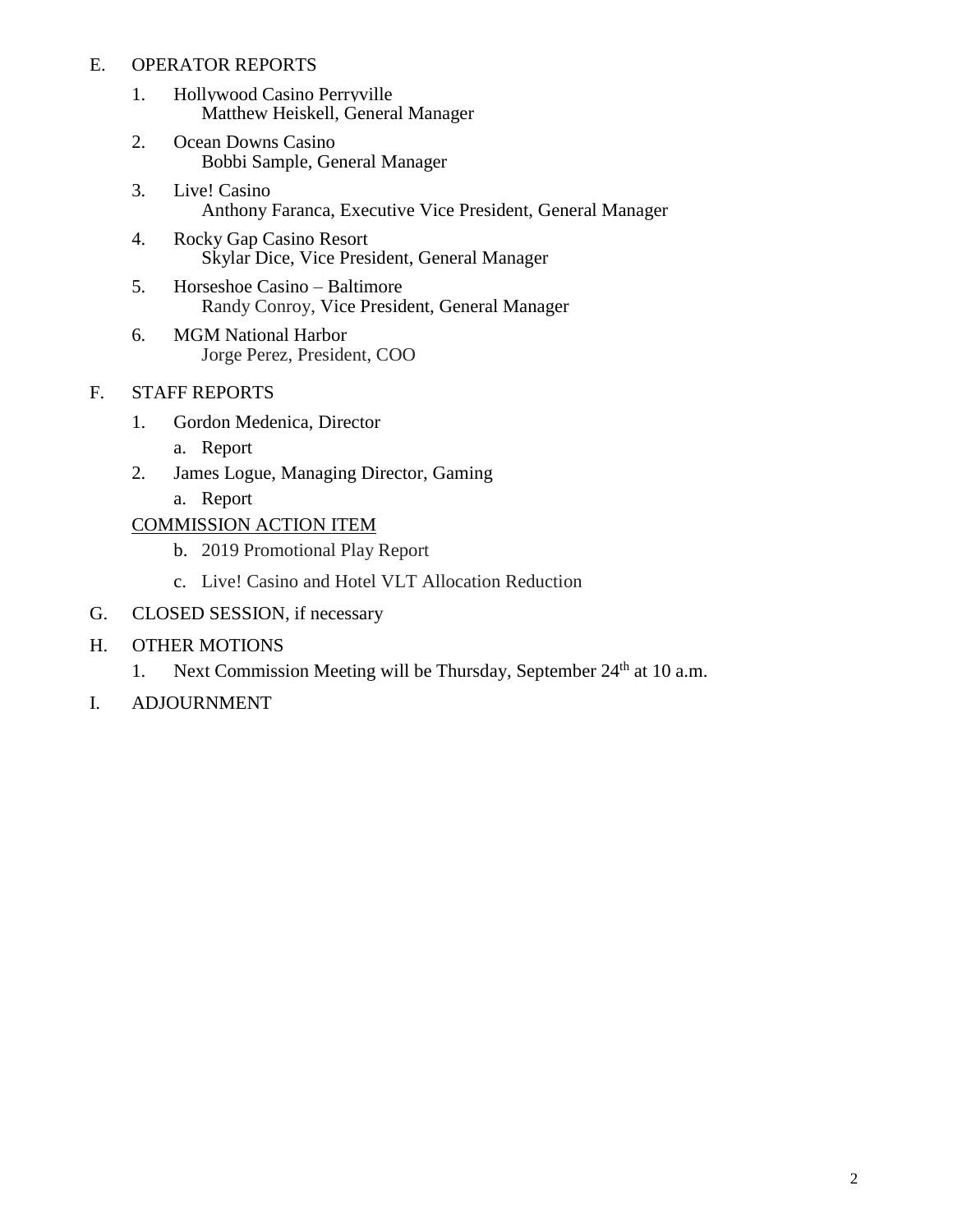E. OPERATOR REPORTS

1. Hollywood Casino Perryville
   Matthew Heiskell, General Manager

2. Ocean Downs Casino
   Bobbi Sample, General Manager

3. Live! Casino
   Anthony Faranca, Executive Vice President, General Manager

4. Rocky Gap Casino Resort
   Skylar Dice, Vice President, General Manager

5. Horseshoe Casino – Baltimore
   Randy Conroy, Vice President, General Manager

6. MGM National Harbor
   Jorge Perez, President, COO

F. STAFF REPORTS

1. Gordon Medenica, Director
   a. Report

2. James Logue, Managing Director, Gaming
   a. Report

<u>COMMISSION ACTION ITEM</u>

   b. 2019 Promotional Play Report

   c. Live! Casino and Hotel VLT Allocation Reduction

G. CLOSED SESSION, if necessary

H. OTHER MOTIONS

1. Next Commission Meeting will be Thursday, September 24th at 10 a.m.

I. ADJOURNMENT